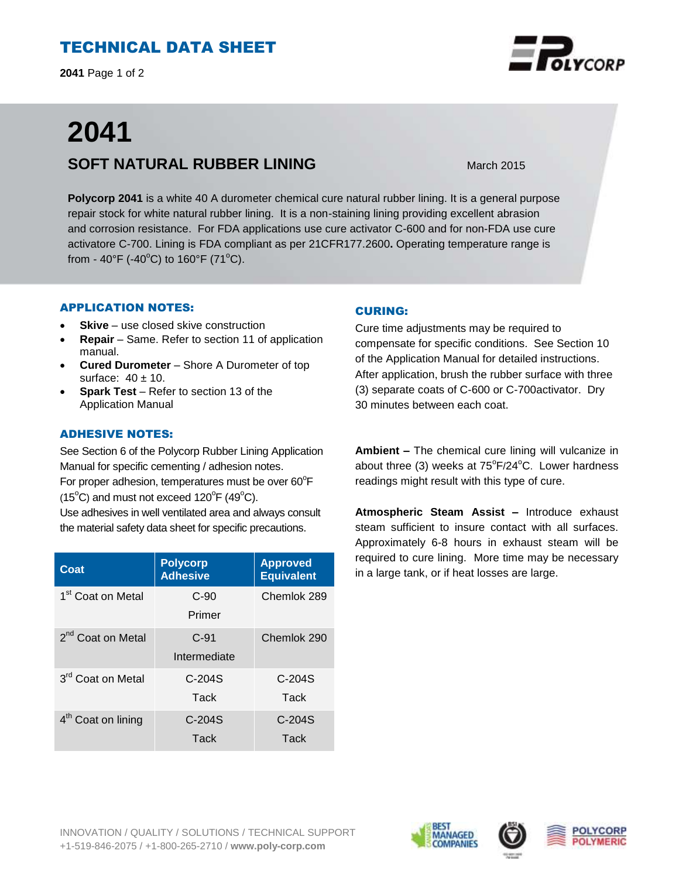# TECHNICAL DATA SHEET

# 2041

## SOFT NATURAL RUBBER LINING

March 2015

**Polycorp 2041** is a white 40 A durometer chemical cure natural rubber lining. It is a general purpose repair stock for white natural rubber lining. It is a non-staining lining providing excellent abrasion and corrosion resistance. For FDA applications use cure activator C-600 and for non-FDA use cure activatore C-700. Lining is FDA compliant as per 21CFR177.2600**.** Operating temperature range is from - 40°F (-40°C) to 160°F (71°C).

### APPLICATION NOTES:

- **Skive** – use closed skive construction
- **Repair** – Same. Refer to section 11 of application manual.
- **Cured Durometer** – Shore A Durometer of top surface: 40 ± 10.
- **Spark Test** – Refer to section 13 of the Application Manual

### ADHESIVE NOTES:

See Section 6 of the Polycorp Rubber Lining Application Manual for specific cementing / adhesion notes.
For proper adhesion, temperatures must be over 60°F (15°C) and must not exceed 120°F (49°C).
Use adhesives in well ventilated area and always consult the material safety data sheet for specific precautions.

| Coat | Polycorp Adhesive | Approved Equivalent |
|---|---|---|
| 1st Coat on Metal | C-90 Primer | Chemlok 289 |
| 2nd Coat on Metal | C-91 Intermediate | Chemlok 290 |
| 3rd Coat on Metal | C-204S Tack | C-204S Tack |
| 4th Coat on lining | C-204S Tack | C-204S Tack |

### CURING:

Cure time adjustments may be required to compensate for specific conditions. See Section 10 of the Application Manual for detailed instructions. After application, brush the rubber surface with three (3) separate coats of C-600 or C-700activator. Dry 30 minutes between each coat.

**Ambient –** The chemical cure lining will vulcanize in about three (3) weeks at 75°F/24°C. Lower hardness readings might result with this type of cure.

**Atmospheric Steam Assist –** Introduce exhaust steam sufficient to insure contact with all surfaces. Approximately 6-8 hours in exhaust steam will be required to cure lining. More time may be necessary in a large tank, or if heat losses are large.

INNOVATION / QUALITY / SOLUTIONS / TECHNICAL SUPPORT
+1-519-846-2075 / +1-800-265-2710 / **www.poly-corp.com**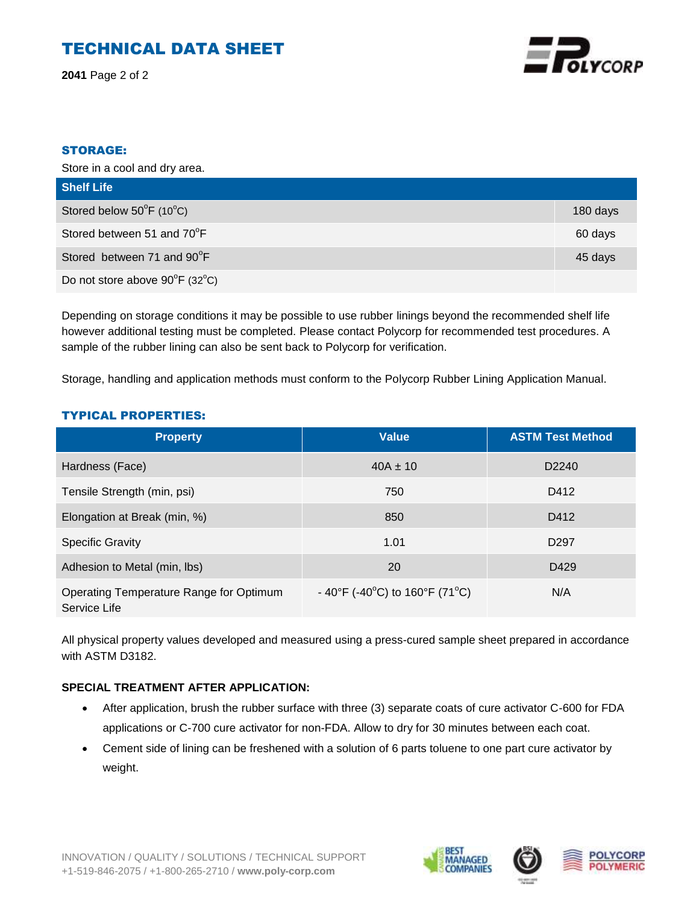## STORAGE:

Store in a cool and dry area.

| Shelf Life | |
|---|---|
| Stored below 50°F (10°C) | 180 days |
| Stored between 51 and 70°F | 60 days |
| Stored between 71 and 90°F | 45 days |
| Do not store above 90°F (32°C) | |

Depending on storage conditions it may be possible to use rubber linings beyond the recommended shelf life however additional testing must be completed. Please contact Polycorp for recommended test procedures. A sample of the rubber lining can also be sent back to Polycorp for verification.

Storage, handling and application methods must conform to the Polycorp Rubber Lining Application Manual.

## TYPICAL PROPERTIES:

| Property | Value | ASTM Test Method |
|---|---|---|
| Hardness (Face) | 40A ± 10 | D2240 |
| Tensile Strength (min, psi) | 750 | D412 |
| Elongation at Break (min, %) | 850 | D412 |
| Specific Gravity | 1.01 | D297 |
| Adhesion to Metal (min, lbs) | 20 | D429 |
| Operating Temperature Range for Optimum Service Life | - 40°F (-40°C) to 160°F (71°C) | N/A |

All physical property values developed and measured using a press-cured sample sheet prepared in accordance with ASTM D3182.

**SPECIAL TREATMENT AFTER APPLICATION:**

- After application, brush the rubber surface with three (3) separate coats of cure activator C-600 for FDA applications or C-700 cure activator for non-FDA. Allow to dry for 30 minutes between each coat.
- Cement side of lining can be freshened with a solution of 6 parts toluene to one part cure activator by weight.

INNOVATION / QUALITY / SOLUTIONS / TECHNICAL SUPPORT
+1-519-846-2075 / +1-800-265-2710 / **www.poly-corp.com**